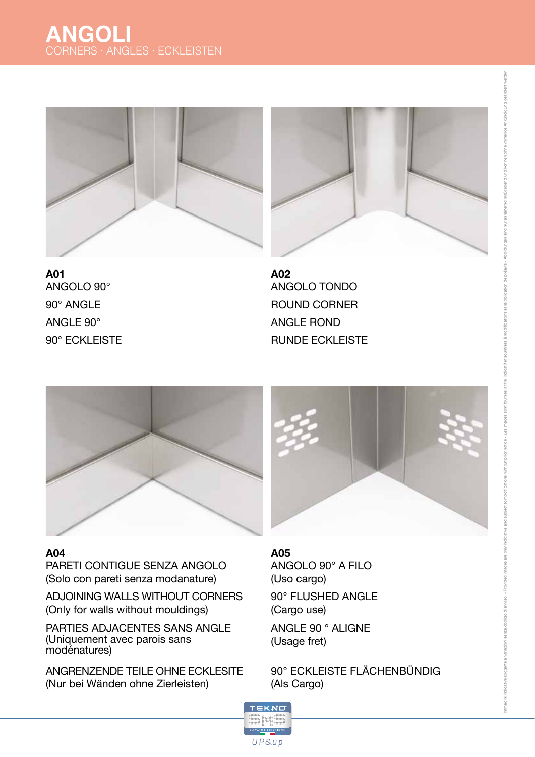# ANGOLI

CORNERS · ANGLES · ECKLEISTEN

**A01**
ANGOLO 90°

90° ANGLE

ANGLE 90°

90° ECKLEISTE

**A02**
ANGOLO TONDO

ROUND CORNER

ANGLE ROND

RUNDE ECKLEISTE

**A04**
PARETI CONTIGUE SENZA ANGOLO
(Solo con pareti senza modanature)

ADJOINING WALLS WITHOUT CORNERS
(Only for walls without mouldings)

PARTIES ADJACENTES SANS ANGLE
(Uniquement avec parois sans modénatures)

ANGRENZENDE TEILE OHNE ECKLESITE
(Nur bei Wänden ohne Zierleisten)

**A05**
ANGOLO 90° A FILO
(Uso cargo)

90° FLUSHED ANGLE
(Cargo use)

ANGLE 90 ° ALIGNE
(Usage fret)

90° ECKLEISTE FLÄCHENBÜNDIG
(Als Cargo)

Immagini indicative soggette a variazioni senza obbligo di avviso – Provided images are only indicative and subject to modifications without prior notice – Les images sont fournies à titre indicatif et soumises à modifications sans obligation de préavis – Abbildungen sind nur annähernd maßgebend und können ohne vorherige Ankündigung geändert werden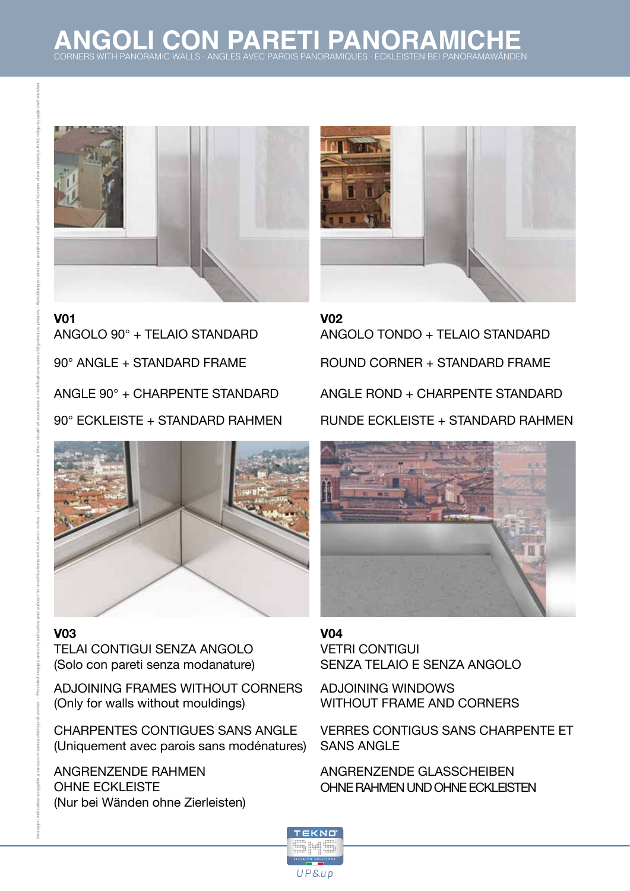# ANGOLI CON PARETI PANORAMICHE

CORNERS WITH PANORAMIC WALLS · ANGLES AVEC PAROIS PANORAMIQUES · ECKLEISTEN BEI PANORAMAWÄNDEN

**V01**

ANGOLO 90° + TELAIO STANDARD

90° ANGLE + STANDARD FRAME

ANGLE 90° + CHARPENTE STANDARD

90° ECKLEISTE + STANDARD RAHMEN

**V02**

ANGOLO TONDO + TELAIO STANDARD

ROUND CORNER + STANDARD FRAME

ANGLE ROND + CHARPENTE STANDARD

RUNDE ECKLEISTE + STANDARD RAHMEN

**V03**

TELAI CONTIGUI SENZA ANGOLO
(Solo con pareti senza modanature)

ADJOINING FRAMES WITHOUT CORNERS
(Only for walls without mouldings)

CHARPENTES CONTIGUES SANS ANGLE
(Uniquement avec parois sans modénatures)

ANGRENZENDE RAHMEN
OHNE ECKLEISTE
(Nur bei Wänden ohne Zierleisten)

**V04**

VETRI CONTIGUI
SENZA TELAIO E SENZA ANGOLO

ADJOINING WINDOWS
WITHOUT FRAME AND CORNERS

VERRES CONTIGUS SANS CHARPENTE ET
SANS ANGLE

ANGRENZENDE GLASSCHEIBEN
OHNE RAHMEN UND OHNE ECKLEISTEN

Immagini indicative soggette a variazioni senza obbligo di avviso · Provided images are only indicative and subject to modifications without prior notice · Les images sont fournies à titre indicatif et soumises à modifications sans obligation de préavis · Abbildungen sind nur annähernd maßgebend und können ohne vorherige Ankündigung geändert werden